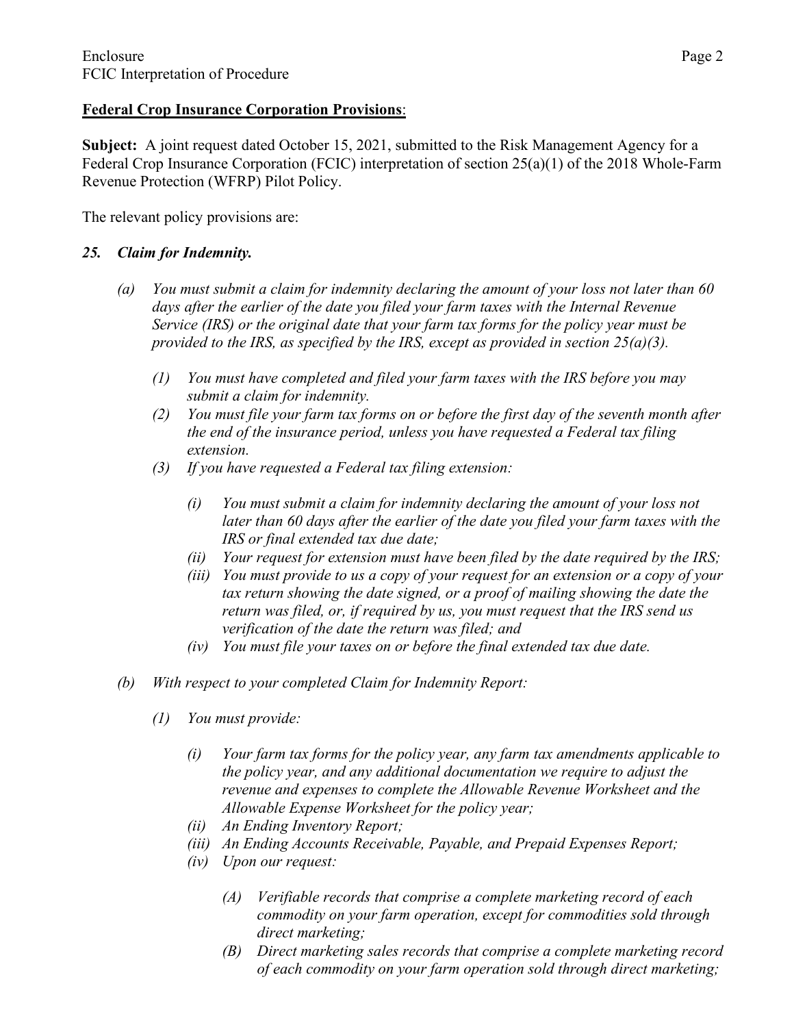**Federal Crop Insurance Corporation Provisions**:

**Subject:** A joint request dated October 15, 2021, submitted to the Risk Management Agency for a Federal Crop Insurance Corporation (FCIC) interpretation of section 25(a)(1) of the 2018 Whole-Farm Revenue Protection (WFRP) Pilot Policy.

The relevant policy provisions are:

### *25. Claim for Indemnity.*

*(a) You must submit a claim for indemnity declaring the amount of your loss not later than 60 days after the earlier of the date you filed your farm taxes with the Internal Revenue Service (IRS) or the original date that your farm tax forms for the policy year must be provided to the IRS, as specified by the IRS, except as provided in section 25(a)(3).*

- *(1) You must have completed and filed your farm taxes with the IRS before you may submit a claim for indemnity.*
- *(2) You must file your farm tax forms on or before the first day of the seventh month after the end of the insurance period, unless you have requested a Federal tax filing extension.*
- *(3) If you have requested a Federal tax filing extension:*
  - *(i) You must submit a claim for indemnity declaring the amount of your loss not later than 60 days after the earlier of the date you filed your farm taxes with the IRS or final extended tax due date;*
  - *(ii) Your request for extension must have been filed by the date required by the IRS;*
  - *(iii) You must provide to us a copy of your request for an extension or a copy of your tax return showing the date signed, or a proof of mailing showing the date the return was filed, or, if required by us, you must request that the IRS send us verification of the date the return was filed; and*
  - *(iv) You must file your taxes on or before the final extended tax due date.*

*(b) With respect to your completed Claim for Indemnity Report:*

- *(1) You must provide:*
  - *(i) Your farm tax forms for the policy year, any farm tax amendments applicable to the policy year, and any additional documentation we require to adjust the revenue and expenses to complete the Allowable Revenue Worksheet and the Allowable Expense Worksheet for the policy year;*
  - *(ii) An Ending Inventory Report;*
  - *(iii) An Ending Accounts Receivable, Payable, and Prepaid Expenses Report;*
  - *(iv) Upon our request:*
    - *(A) Verifiable records that comprise a complete marketing record of each commodity on your farm operation, except for commodities sold through direct marketing;*
    - *(B) Direct marketing sales records that comprise a complete marketing record of each commodity on your farm operation sold through direct marketing;*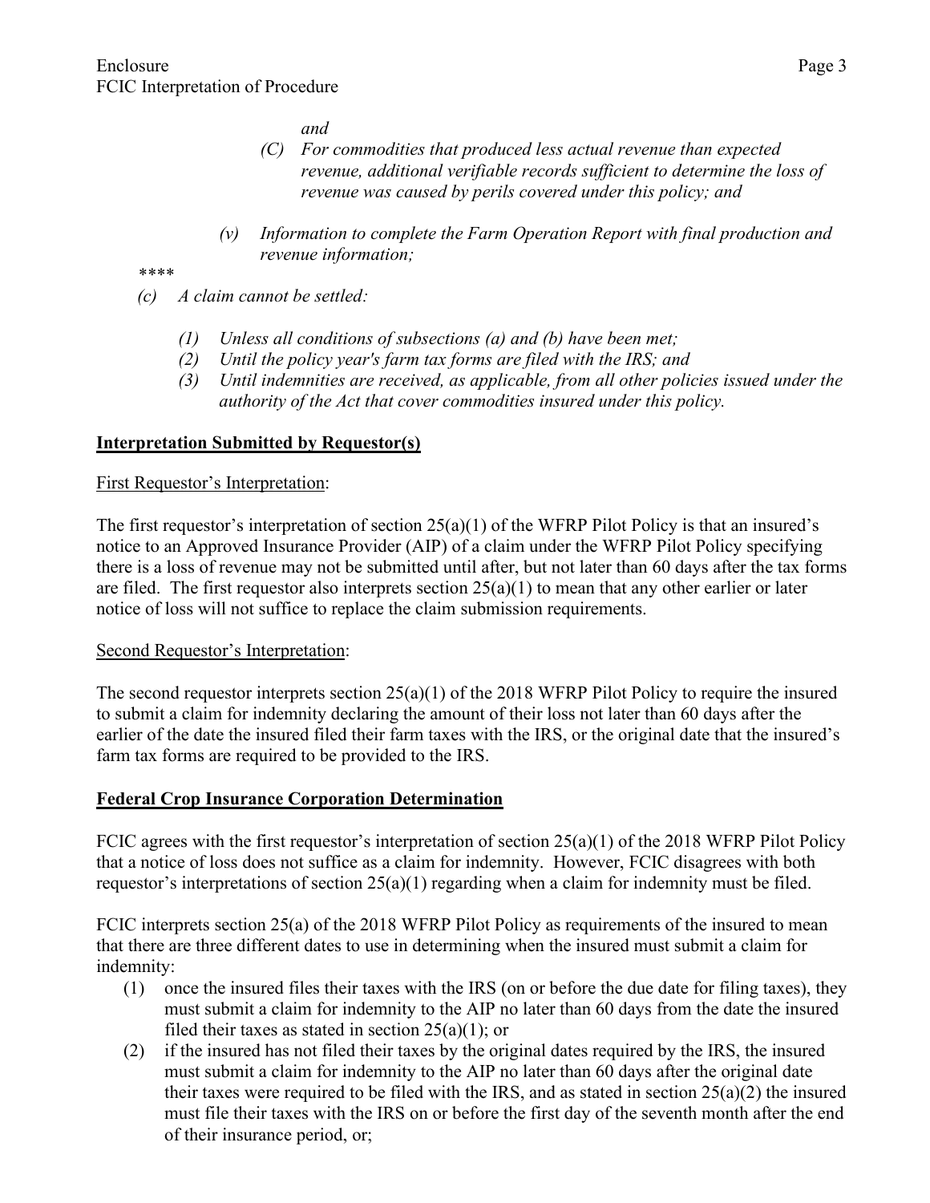*and*

*(C) For commodities that produced less actual revenue than expected revenue, additional verifiable records sufficient to determine the loss of revenue was caused by perils covered under this policy; and*

*(v) Information to complete the Farm Operation Report with final production and revenue information;*

*\*\*\*\**

*(c) A claim cannot be settled:*

*(1) Unless all conditions of subsections (a) and (b) have been met;*
*(2) Until the policy year's farm tax forms are filed with the IRS; and*
*(3) Until indemnities are received, as applicable, from all other policies issued under the authority of the Act that cover commodities insured under this policy.*

**Interpretation Submitted by Requestor(s)**

First Requestor's Interpretation:

The first requestor's interpretation of section 25(a)(1) of the WFRP Pilot Policy is that an insured's notice to an Approved Insurance Provider (AIP) of a claim under the WFRP Pilot Policy specifying there is a loss of revenue may not be submitted until after, but not later than 60 days after the tax forms are filed. The first requestor also interprets section 25(a)(1) to mean that any other earlier or later notice of loss will not suffice to replace the claim submission requirements.

Second Requestor's Interpretation:

The second requestor interprets section 25(a)(1) of the 2018 WFRP Pilot Policy to require the insured to submit a claim for indemnity declaring the amount of their loss not later than 60 days after the earlier of the date the insured filed their farm taxes with the IRS, or the original date that the insured's farm tax forms are required to be provided to the IRS.

**Federal Crop Insurance Corporation Determination**

FCIC agrees with the first requestor's interpretation of section 25(a)(1) of the 2018 WFRP Pilot Policy that a notice of loss does not suffice as a claim for indemnity. However, FCIC disagrees with both requestor's interpretations of section 25(a)(1) regarding when a claim for indemnity must be filed.

FCIC interprets section 25(a) of the 2018 WFRP Pilot Policy as requirements of the insured to mean that there are three different dates to use in determining when the insured must submit a claim for indemnity:

(1) once the insured files their taxes with the IRS (on or before the due date for filing taxes), they must submit a claim for indemnity to the AIP no later than 60 days from the date the insured filed their taxes as stated in section 25(a)(1); or
(2) if the insured has not filed their taxes by the original dates required by the IRS, the insured must submit a claim for indemnity taxes to the AIP no later than 60 days after the original date their taxes were required to be filed with the IRS, and as stated in section 25(a)(2) the insured must file their taxes with the IRS on or before the first day of the seventh month after the end of their insurance period, or;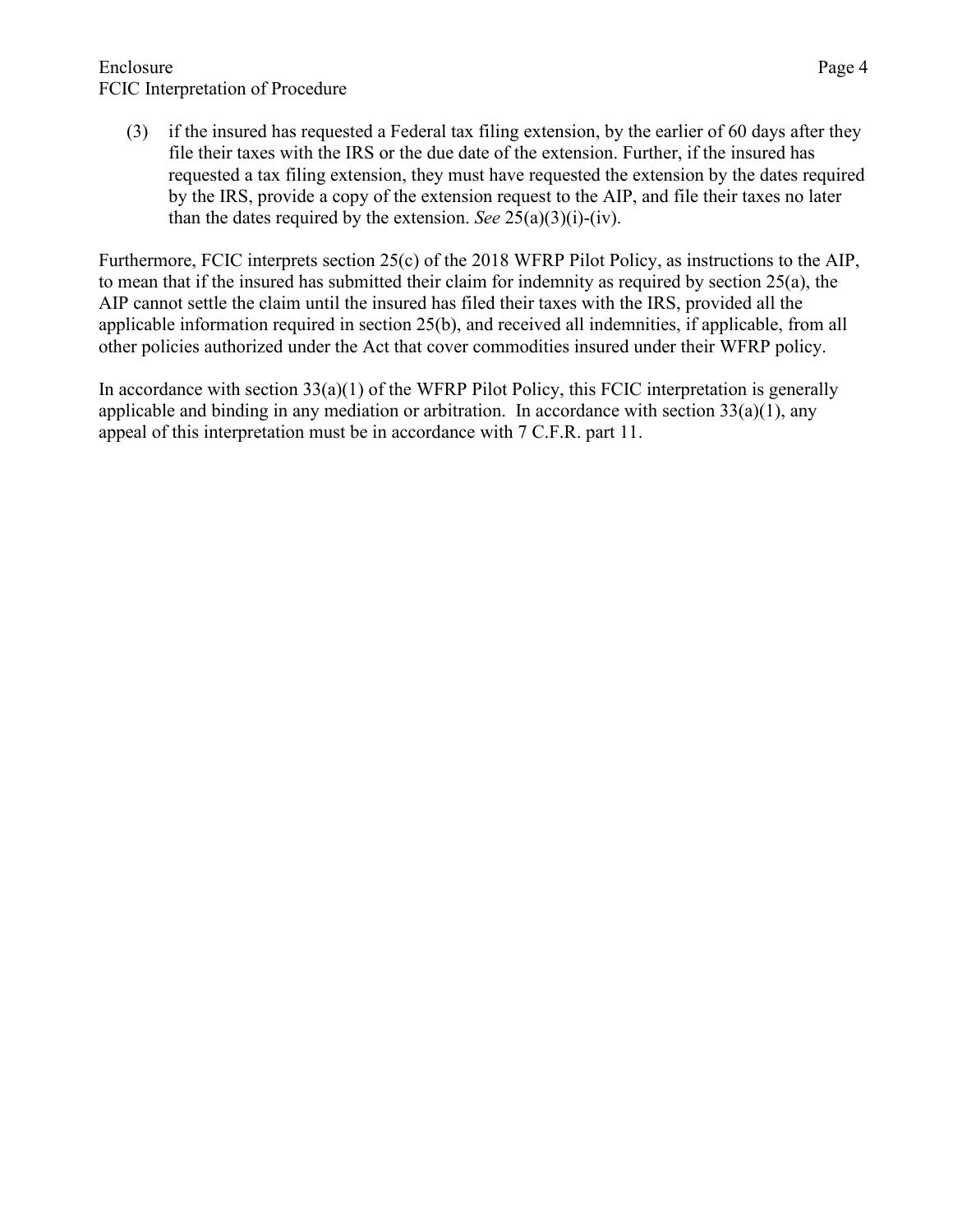(3) if the insured has requested a Federal tax filing extension, by the earlier of 60 days after they file their taxes with the IRS or the due date of the extension. Further, if the insured has requested a tax filing extension, they must have requested the extension by the dates required by the IRS, provide a copy of the extension request to the AIP, and file their taxes no later than the dates required by the extension. *See* 25(a)(3)(i)-(iv).

Furthermore, FCIC interprets section 25(c) of the 2018 WFRP Pilot Policy, as instructions to the AIP, to mean that if the insured has submitted their claim for indemnity as required by section 25(a), the AIP cannot settle the claim until the insured has filed their taxes with the IRS, provided all the applicable information required in section 25(b), and received all indemnities, if applicable, from all other policies authorized under the Act that cover commodities insured under their WFRP policy.

In accordance with section 33(a)(1) of the WFRP Pilot Policy, this FCIC interpretation is generally applicable and binding in any mediation or arbitration. In accordance with section 33(a)(1), any appeal of this interpretation must be in accordance with 7 C.F.R. part 11.